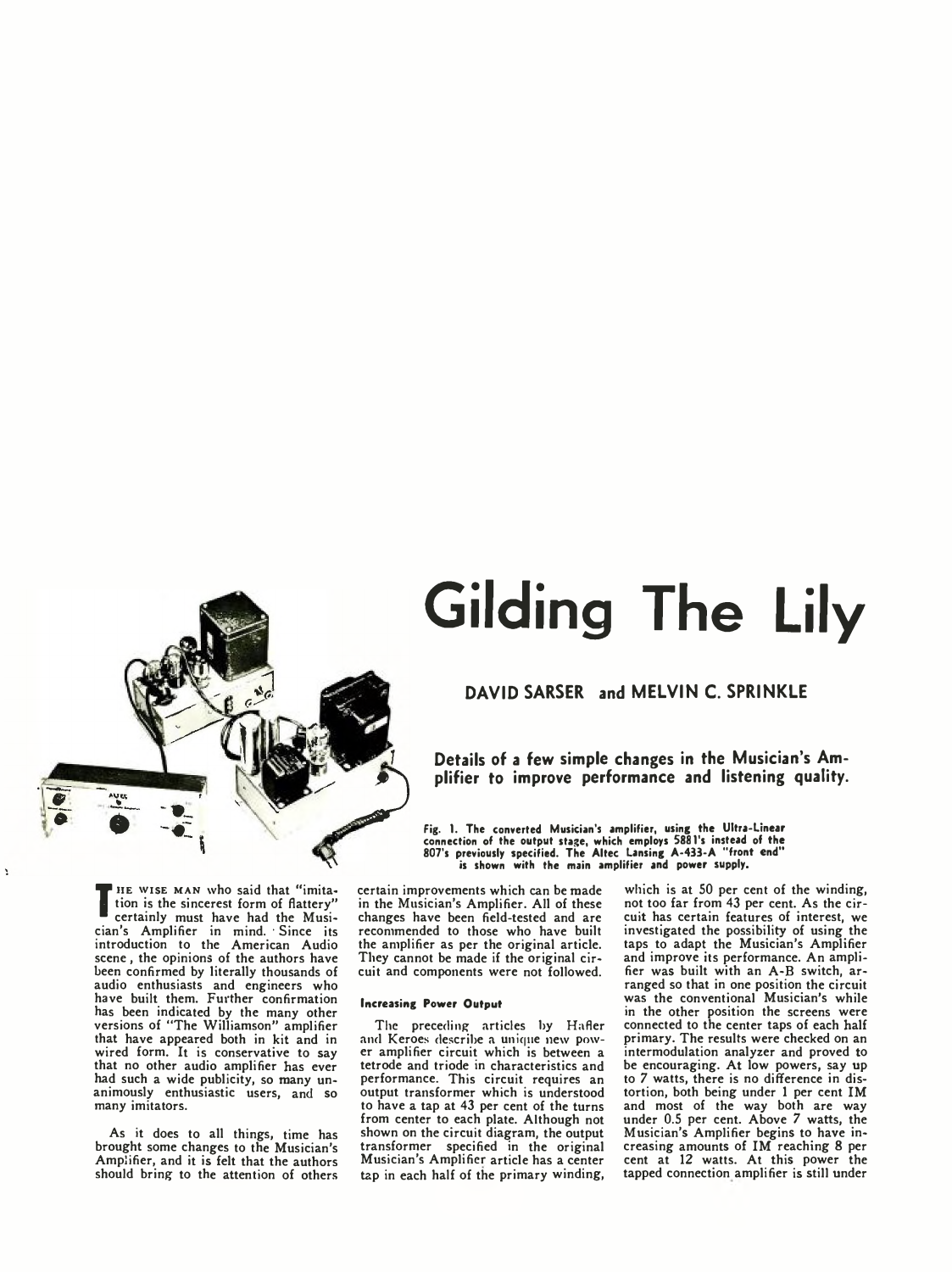# Gilding The Lily

## DAVID SARSER and MELVIN C. SPRINKLE

**Details of a few simple changes in the Musician's Amplifier to improve performance and listening quality.**

Fig. 1. The converted Musician's amplifier, using the Ultra-Linear connection of the output stage, which employs 5881's instead of the 807's previously specified. The Altec Lansing A-433-A "front end" is shown with the main amplifier and power supply.

THE WISE MAN who said that "imitation is the sincerest form of flattery" certainly must have had the Musician's Amplifier in mind. Since its introduction to the American Audio scene, the opinions of the authors have been confirmed by literally thousands of audio enthusiasts and engineers who have built them. Further confirmation has been indicated by the many other versions of "The Williamson" amplifier that have appeared both in kit and in wired form. It is conservative to say that no other audio amplifier has ever had such a wide publicity, so many unanimously enthusiastic users, and so many imitators.

As it does to all things, time has brought some changes to the Musician's Amplifier, and it is felt that the authors should bring to the attention of others certain improvements which can be made in the Musician's Amplifier. All of these changes have been field-tested and are recommended to those who have built the amplifier as per the original article. They cannot be made if the original circuit and components were not followed.

### Increasing Power Output

The preceding articles by Hafler and Keroes describe a unique new power amplifier circuit which is between a tetrode and triode in characteristics and performance. This circuit requires an output transformer which is understood to have a tap at 43 per cent of the turns from center to each plate. Although not shown on the circuit diagram, the output transformer specified in the original Musician's Amplifier article has a center tap in each half of the primary winding, which is at 50 per cent of the winding, not too far from 43 per cent. As the circuit has certain features of interest, we investigated the possibility of using the taps to adapt the Musician's Amplifier and improve its performance. An amplifier was built with an A-B switch, arranged so that in one position the circuit was the conventional Musician's while in the other position the screens were connected to the center taps of each half primary. The results were checked on an intermodulation analyzer and proved to be encouraging. At low powers, say up to 7 watts, there is no difference in distortion, both being under 1 per cent IM and most of the way both are way under 0.5 per cent. Above 7 watts, the Musician's Amplifier begins to have increasing amounts of IM reaching 8 per cent at 12 watts. At this power the tapped connection amplifier is still under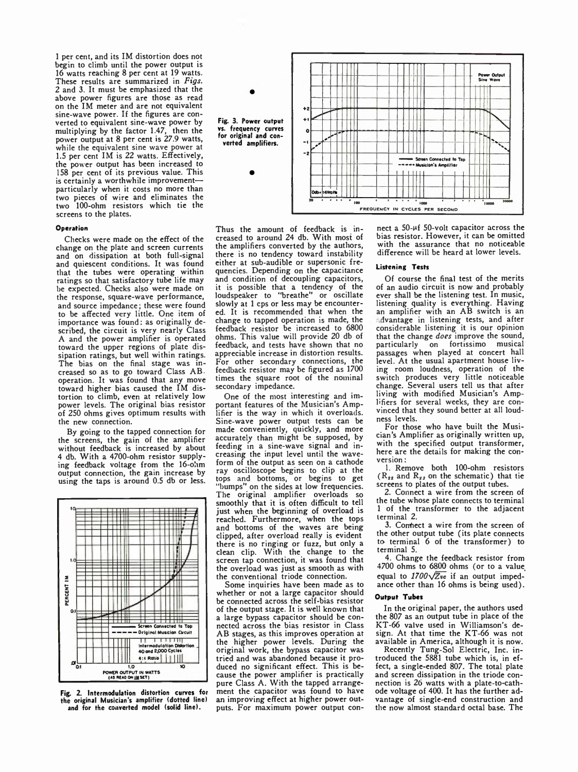1 per cent, and its IM distortion does not begin to climb until the power output is 16 watts reaching 8 per cent at 19 watts. These results are summarized in *Figs.* 2 and 3. It must be emphasized that the above power figures are those as read on the IM meter and are not equivalent sine-wave power. If the figures are converted to equivalent sine-wave power by multiplying by the factor 1.47, then the power output at 8 per cent is 27.9 watts, while the equivalent sine wave power at 1.5 per cent IM is 22 watts. Effectively, the power output has been increased to 158 per cent of its previous value. This is certainly a worthwhile improvement—particularly when it costs no more than two pieces of wire and eliminates the two 100-ohm resistors which tie the screens to the plates.

#### Operation

Checks were made on the effect of the change on the plate and screen currents and on dissipation at both full-signal and quiescent conditions. It was found that the tubes were operating within ratings so that satisfactory tube life may be expected. Checks also were made on the response, square-wave performance, and source impedance; these were found to be affected very little. One item of importance was found: as originally described, the circuit is very nearly Class A and the power amplifier is operated toward the upper regions of plate dissipation ratings, but well within ratings. The bias on the final stage was increased so as to go toward Class AB operation. It was found that any move toward higher bias caused the IM distortion to climb, even at relatively low power levels. The original bias resistor of 250 ohms gives optimum results with the new connection.

By going to the tapped connection for the screens, the gain of the amplifier without feedback is increased by about 4 db. With a 4700-ohm resistor supplying feedback voltage from the 16-ohm output connection, the gain increase by using the taps is around 0.5 db or less.

Fig. 2. Intermodulation distortion curves for the original Musician's amplifier (dotted line) and for the converted model (solid line).

Fig. 3. Power output vs. frequency curves for original and converted amplifiers.

Thus the amount of feedback is increased to around 24 db. With most of the amplifiers converted by the authors, there is no tendency toward instability either at sub-audible or supersonic frequencies. Depending on the capacitance and condition of decoupling capacitors, it is possible that a tendency of the loudspeaker to "breathe" or oscillate slowly at 1 cps or less may be encountered. It is recommended that when the change to tapped operation is made, the feedback resistor be increased to 6800 ohms. This value will provide 20 db of feedback, and tests have shown that no appreciable increase in distortion results. For other secondary connections, the feedback resistor may be figured as 1700 times the square root of the nominal secondary impedance.

One of the most interesting and important features of the Musician's Amplifier is the way in which it overloads. Sine-wave power output tests can be made conveniently, quickly, and more accurately than might be supposed, by feeding in a sine-wave signal and increasing the input level until the waveform of the output as seen on a cathode ray oscilloscope begins to clip at the tops and bottoms, or begins to get "bumps" on the sides at low frequencies. The original amplifier overloads so smoothly that it is often difficult to tell just when the beginning of overload is reached. Furthermore, when the tops and bottoms of the waves are being clipped, after overload really is evident there is no ringing or fuzz, but only a clean clip. With the change to the screen tap connection, it was found that the overload was just as smooth as with the conventional triode connection.

Some inquiries have been made as to whether or not a large capacitor should be connected across the self-bias resistor of the output stage. It is well known that a large bypass capacitor should be connected across the bias resistor in Class AB stages, as this improves operation at the higher power levels. During the original work, the bypass capacitor was tried and was abandoned because it produced no significant effect. This is because the power amplifier is practically pure Class A. With the tapped arrangement the capacitor was found to have an improving effect at higher power outputs. For maximum power output connect a 50-μf 50-volt capacitor across the bias resistor. However, it can be omitted with the assurance that no noticeable difference will be heard at lower levels.

#### Listening Tests

Of course the final test of the merits of an audio circuit is now and probably ever shall be the listening test. In music, listening quality is everything. Having an amplifier with an AB switch is an advantage in listening tests, and after considerable listening it is our opinion that the change *does* improve the sound, particularly on fortissimo musical passages when played at concert hall level. At the usual apartment house living room loudness, operation of the switch produces very little noticeable change. Several users tell us that after living with modified Musician's Amplifiers for several weeks, they are convinced that they sound better at all loudness levels.

For those who have built the Musician's Amplifier as originally written up, with the specified output transformer, here are the details for making the conversion:

1. Remove both 100-ohm resistors ($R_{22}$ and $R_{23}$ on the schematic) that tie screens to plates of the output tubes.
2. Connect a wire from the screen of the tube whose plate connects to terminal 1 of the transformer to the adjacent terminal 2.
3. Connect a wire from the screen of the other output tube (its plate connects to terminal 6 of the transformer) to terminal 5.
4. Change the feedback resistor from 4700 ohms to 6800 ohms (or to a value equal to $1700\sqrt{Z_{vc}}$ if an output impedance other than 16 ohms is being used).

#### Output Tubes

In the original paper, the authors used the 807 as an output tube in place of the KT-66 valve used in Williamson's design. At that time the KT-66 was not available in America, although it is now.

Recently Tung-Sol Electric, Inc. introduced the 5881 tube which is, in effect, a single-ended 807. The total plate and screen dissipation in the triode connection is 26 watts with a plate-to-cathode voltage of 400. It has the further advantage of single-end construction and the now almost standard octal base. The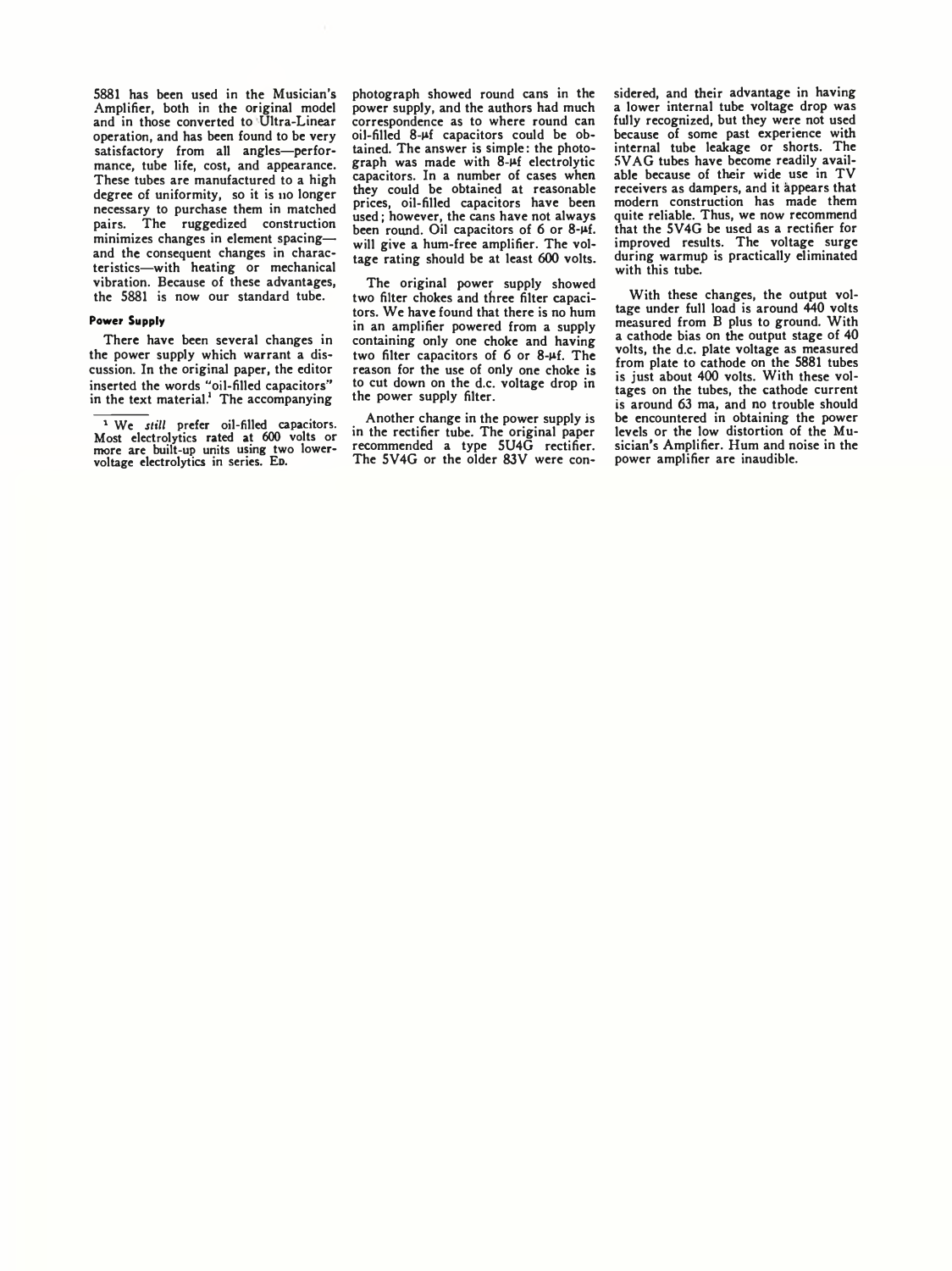5881 has been used in the Musician's Amplifier, both in the original model and in those converted to Ultra-Linear operation, and has been found to be very satisfactory from all angles—performance, tube life, cost, and appearance. These tubes are manufactured to a high degree of uniformity, so it is no longer necessary to purchase them in matched pairs. The ruggedized construction minimizes changes in element spacing—and the consequent changes in characteristics—with heating or mechanical vibration. Because of these advantages, the 5881 is now our standard tube.

#### Power Supply

There have been several changes in the power supply which warrant a discussion. In the original paper, the editor inserted the words "oil-filled capacitors" in the text material.[1] The accompanying photograph showed round cans in the power supply, and the authors had much correspondence as to where round can oil-filled 8-μf capacitors could be obtained. The answer is simple: the photograph was made with 8-μf electrolytic capacitors. In a number of cases when they could be obtained at reasonable prices, oil-filled capacitors have been used; however, the cans have not always been round. Oil capacitors of 6 or 8-μf. will give a hum-free amplifier. The voltage rating should be at least 600 volts.

The original power supply showed two filter chokes and three filter capacitors. We have found that there is no hum in an amplifier powered from a supply containing only one choke and having two filter capacitors of 6 or 8-μf. The reason for the use of only one choke is to cut down on the d.c. voltage drop in the power supply filter.

Another change in the power supply is in the rectifier tube. The original paper recommended a type 5U4G rectifier. The 5V4G or the older 83V were considered, and their advantage in having a lower internal tube voltage drop was fully recognized, but they were not used because of some past experience with internal tube leakage or shorts. The 5VAG tubes have become readily available because of their wide use in TV receivers as dampers, and it appears that modern construction has made them quite reliable. Thus, we now recommend that the 5V4G be used as a rectifier for improved results. The voltage surge during warmup is practically eliminated with this tube.

With these changes, the output voltage under full load is around 440 volts measured from B plus to ground. With a cathode bias on the output stage of 40 volts, the d.c. plate voltage as measured from plate to cathode on the 5881 tubes is just about 400 volts. With these voltages on the tubes, the cathode current is around 63 ma, and no trouble should be encountered in obtaining the power levels or the low distortion of the Musician's Amplifier. Hum and noise in the power amplifier are inaudible.

---

[1] We *still* prefer oil-filled capacitors. Most electrolytics rated at 600 volts or more are built-up units using two lower-voltage electrolytics in series. ED.